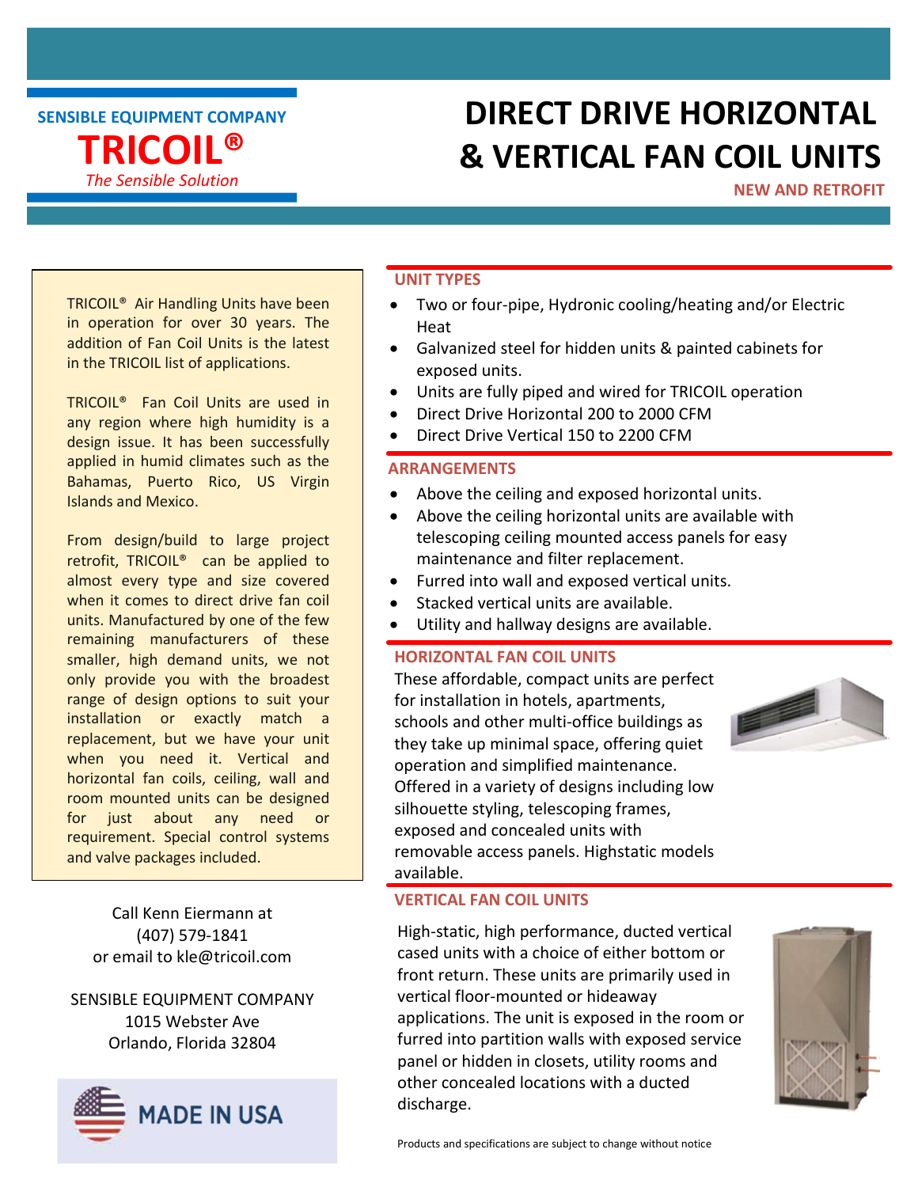SENSIBLE EQUIPMENT COMPANY

**TRICOIL®**

*The Sensible Solution*

# DIRECT DRIVE HORIZONTAL & VERTICAL FAN COIL UNITS

**NEW AND RETROFIT**

TRICOIL® Air Handling Units have been in operation for over 30 years. The addition of Fan Coil Units is the latest in the TRICOIL list of applications.

TRICOIL® Fan Coil Units are used in any region where high humidity is a design issue. It has been successfully applied in humid climates such as the Bahamas, Puerto Rico, US Virgin Islands and Mexico.

From design/build to large project retrofit, TRICOIL® can be applied to almost every type and size covered when it comes to direct drive fan coil units. Manufactured by one of the few remaining manufacturers of these smaller, high demand units, we not only provide you with the broadest range of design options to suit your installation or exactly match a replacement, but we have your unit when you need it. Vertical and horizontal fan coils, ceiling, wall and room mounted units can be designed for just about any need or requirement. Special control systems and valve packages included.

Call Kenn Eiermann at
(407) 579-1841
or email to kle@tricoil.com

SENSIBLE EQUIPMENT COMPANY
1015 Webster Ave
Orlando, Florida 32804

MADE IN USA

## UNIT TYPES

- Two or four-pipe, Hydronic cooling/heating and/or Electric Heat
- Galvanized steel for hidden units & painted cabinets for exposed units.
- Units are fully piped and wired for TRICOIL operation
- Direct Drive Horizontal 200 to 2000 CFM
- Direct Drive Vertical 150 to 2200 CFM

## ARRANGEMENTS

- Above the ceiling and exposed horizontal units.
- Above the ceiling horizontal units are available with telescoping ceiling mounted access panels for easy maintenance and filter replacement.
- Furred into wall and exposed vertical units.
- Stacked vertical units are available.
- Utility and hallway designs are available.

## HORIZONTAL FAN COIL UNITS

These affordable, compact units are perfect for installation in hotels, apartments, schools and other multi-office buildings as they take up minimal space, offering quiet operation and simplified maintenance. Offered in a variety of designs including low silhouette styling, telescoping frames, exposed and concealed units with removable access panels. Highstatic models available.

## VERTICAL FAN COIL UNITS

High-static, high performance, ducted vertical cased units with a choice of either bottom or front return. These units are primarily used in vertical floor-mounted or hideaway applications. The unit is exposed in the room or furred into partition walls with exposed service panel or hidden in closets, utility rooms and other concealed locations with a ducted discharge.

Products and specifications are subject to change without notice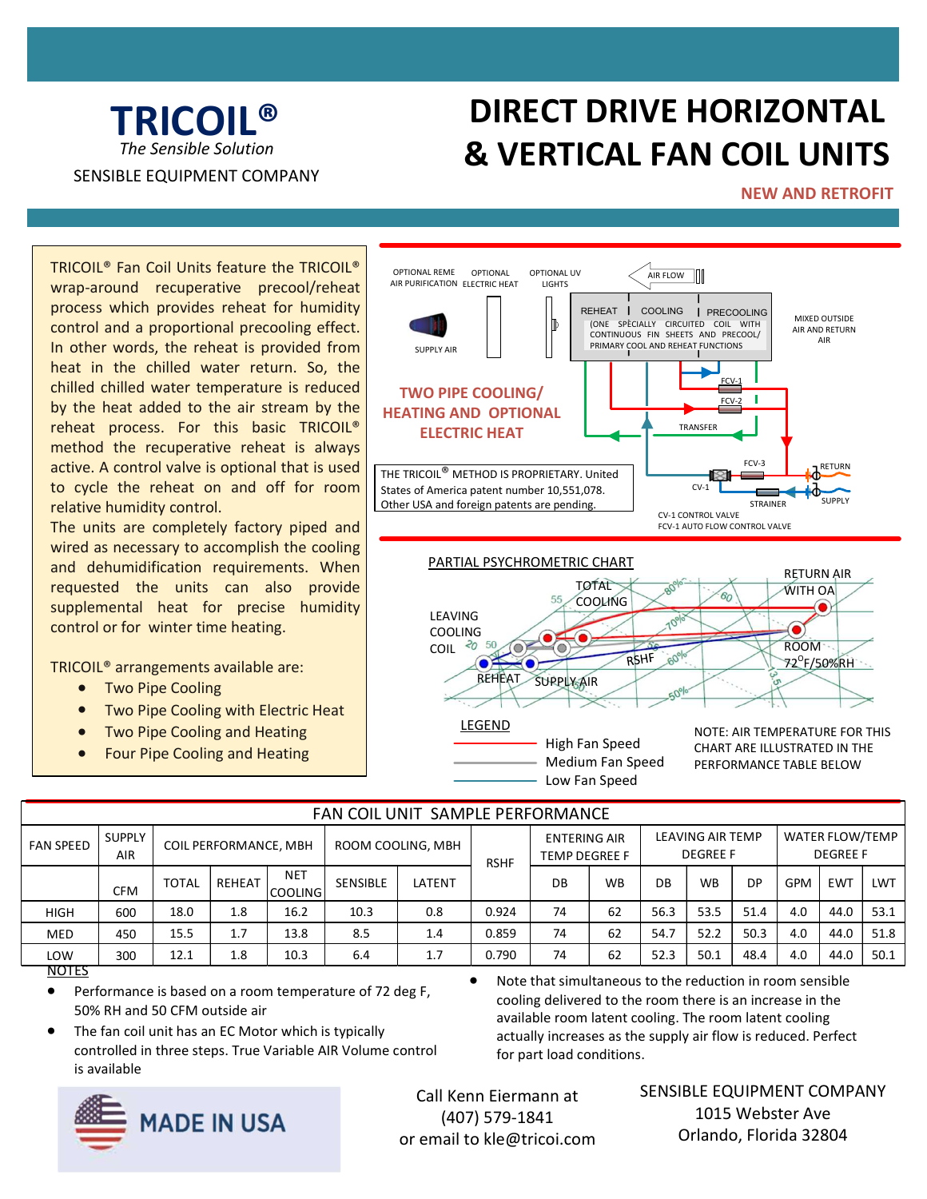# TRICOIL®

*The Sensible Solution*

SENSIBLE EQUIPMENT COMPANY

# DIRECT DRIVE HORIZONTAL & VERTICAL FAN COIL UNITS

**NEW AND RETROFIT**

TRICOIL® Fan Coil Units feature the TRICOIL® wrap-around recuperative precool/reheat process which provides reheat for humidity control and a proportional precooling effect. In other words, the reheat is provided from heat in the chilled water return. So, the chilled chilled water temperature is reduced by the heat added to the air stream by the reheat process. For this basic TRICOIL® method the recuperative reheat is always active. A control valve is optional that is used to cycle the reheat on and off for room relative humidity control.

The units are completely factory piped and wired as necessary to accomplish the cooling and dehumidification requirements. When requested the units can also provide supplemental heat for precise humidity control or for winter time heating.

TRICOIL® arrangements available are:

- Two Pipe Cooling
- Two Pipe Cooling with Electric Heat
- Two Pipe Cooling and Heating
- Four Pipe Cooling and Heating

OPTIONAL REME AIR PURIFICATION
OPTIONAL ELECTRIC HEAT
OPTIONAL UV LIGHTS
AIR FLOW
SUPPLY AIR
REHEAT | COOLING | PRECOOLING
(ONE SPECIALLY CIRCUITED COIL WITH CONTINUOUS FIN SHEETS AND PRECOOL/ PRIMARY COOL AND REHEAT FUNCTIONS
MIXED OUTSIDE AIR AND RETURN AIR
FCV-1
FCV-2
TRANSFER
FCV-3
CV-1
RETURN
SUPPLY
STRAINER
CV-1 CONTROL VALVE
FCV-1 AUTO FLOW CONTROL VALVE

**TWO PIPE COOLING/ HEATING AND OPTIONAL ELECTRIC HEAT**

THE TRICOIL® METHOD IS PROPRIETARY. United States of America patent number 10,551,078. Other USA and foreign patents are pending.

PARTIAL PSYCHROMETRIC CHART

TOTAL COOLING
RETURN AIR WITH OA
LEAVING COOLING COIL
ROOM 72°F/50%RH
RSHF
REHEAT
SUPPLY AIR
55
80%
60
70%
20
50
60%
50%

LEGEND

High Fan Speed
Medium Fan Speed
Low Fan Speed

NOTE: AIR TEMPERATURE FOR THIS CHART ARE ILLUSTRATED IN THE PERFORMANCE TABLE BELOW

**FAN COIL UNIT SAMPLE PERFORMANCE**

| FAN SPEED | SUPPLY AIR | COIL PERFORMANCE, MBH | | | ROOM COOLING, MBH | | RSHF | ENTERING AIR TEMP DEGREE F | | LEAVING AIR TEMP DEGREE F | | | WATER FLOW/TEMP DEGREE F | | |
|---|---|---|---|---|---|---|---|---|---|---|---|---|---|---|---|
| | CFM | TOTAL | REHEAT | NET COOLING | SENSIBLE | LATENT | | DB | WB | DB | WB | DP | GPM | EWT | LWT |
| HIGH | 600 | 18.0 | 1.8 | 16.2 | 10.3 | 0.8 | 0.924 | 74 | 62 | 56.3 | 53.5 | 51.4 | 4.0 | 44.0 | 53.1 |
| MED | 450 | 15.5 | 1.7 | 13.8 | 8.5 | 1.4 | 0.859 | 74 | 62 | 54.7 | 52.2 | 50.3 | 4.0 | 44.0 | 51.8 |
| LOW | 300 | 12.1 | 1.8 | 10.3 | 6.4 | 1.7 | 0.790 | 74 | 62 | 52.3 | 50.1 | 48.4 | 4.0 | 44.0 | 50.1 |

NOTES

- Performance is based on a room temperature of 72 deg F, 50% RH and 50 CFM outside air
- The fan coil unit has an EC Motor which is typically controlled in three steps. True Variable AIR Volume control is available
- Note that simultaneous to the reduction in room sensible cooling delivered to the room there is an increase in the available room latent cooling. The room latent cooling actually increases as the supply air flow is reduced. Perfect for part load conditions.

MADE IN USA

Call Kenn Eiermann at
(407) 579-1841
or email to kle@tricoi.com

SENSIBLE EQUIPMENT COMPANY
1015 Webster Ave
Orlando, Florida 32804